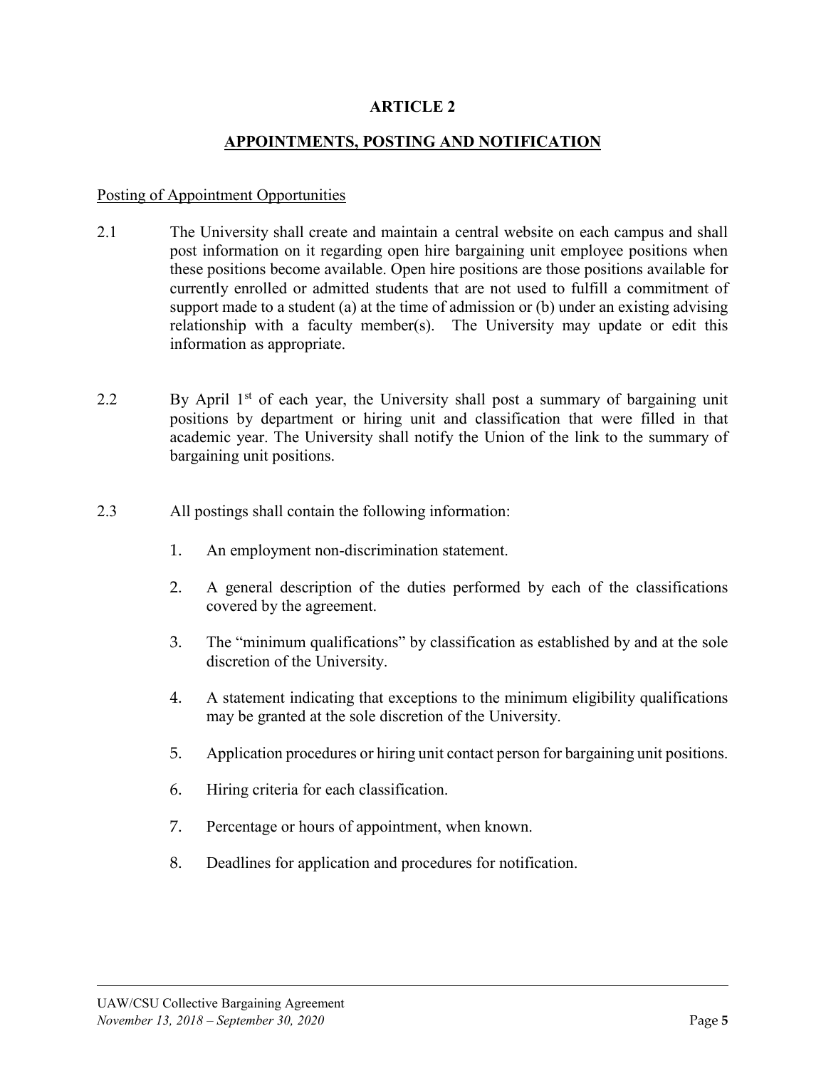# ARTICLE 2

## APPOINTMENTS, POSTING AND NOTIFICATION

Posting of Appointment Opportunities

2.1 The University shall create and maintain a central website on each campus and shall post information on it regarding open hire bargaining unit employee positions when these positions become available. Open hire positions are those positions available for currently enrolled or admitted students that are not used to fulfill a commitment of support made to a student (a) at the time of admission or (b) under an existing advising relationship with a faculty member(s). The University may update or edit this information as appropriate.

2.2 By April 1st of each year, the University shall post a summary of bargaining unit positions by department or hiring unit and classification that were filled in that academic year. The University shall notify the Union of the link to the summary of bargaining unit positions.

2.3 All postings shall contain the following information:

1. An employment non-discrimination statement.
2. A general description of the duties performed by each of the classifications covered by the agreement.
3. The "minimum qualifications" by classification as established by and at the sole discretion of the University.
4. A statement indicating that exceptions to the minimum eligibility qualifications may be granted at the sole discretion of the University.
5. Application procedures or hiring unit contact person for bargaining unit positions.
6. Hiring criteria for each classification.
7. Percentage or hours of appointment, when known.
8. Deadlines for application and procedures for notification.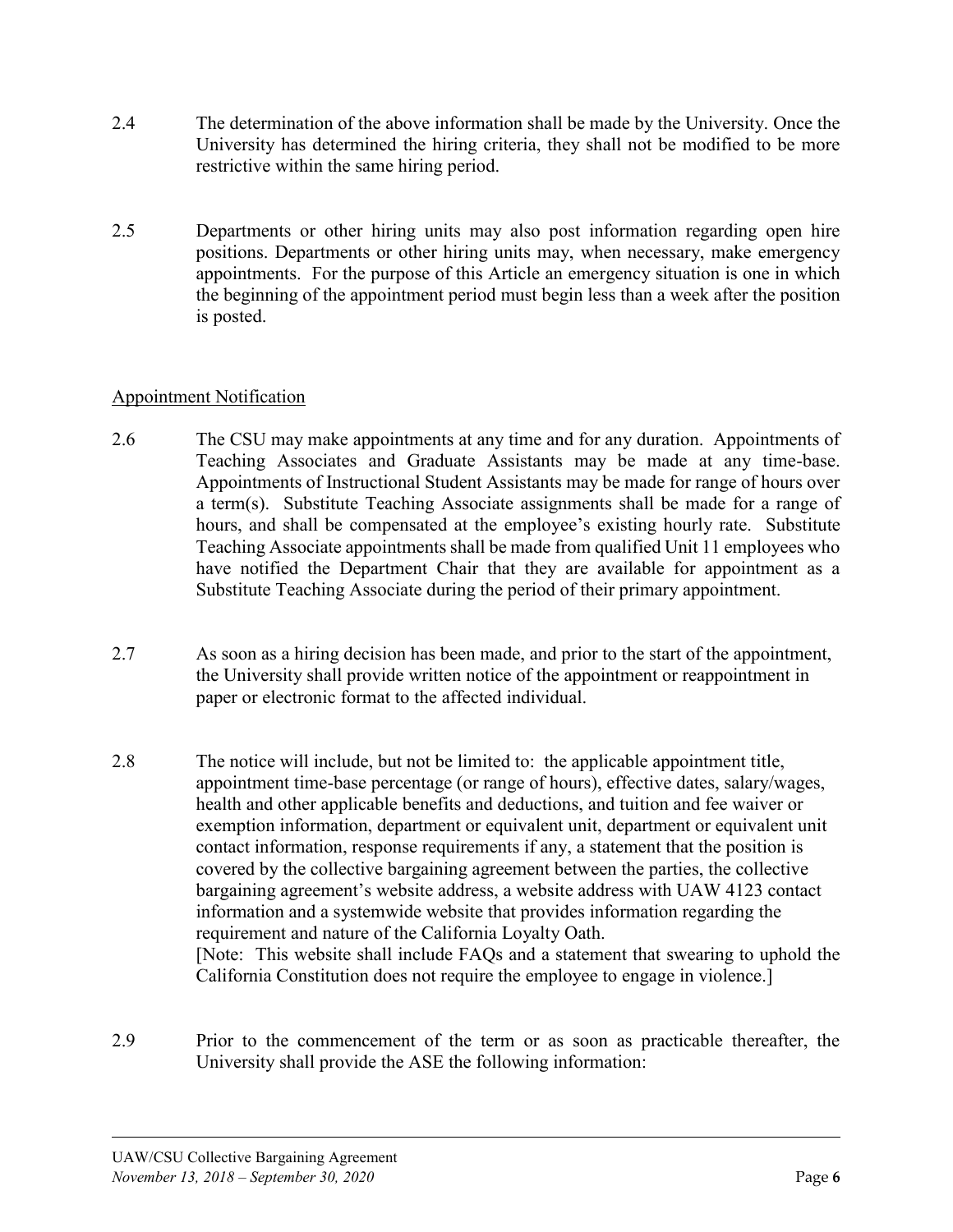2.4 The determination of the above information shall be made by the University. Once the University has determined the hiring criteria, they shall not be modified to be more restrictive within the same hiring period.

2.5 Departments or other hiring units may also post information regarding open hire positions. Departments or other hiring units may, when necessary, make emergency appointments. For the purpose of this Article an emergency situation is one in which the beginning of the appointment period must begin less than a week after the position is posted.

<u>Appointment Notification</u>

2.6 The CSU may make appointments at any time and for any duration. Appointments of Teaching Associates and Graduate Assistants may be made at any time-base. Appointments of Instructional Student Assistants may be made for range of hours over a term(s). Substitute Teaching Associate assignments shall be made for a range of hours, and shall be compensated at the employee's existing hourly rate. Substitute Teaching Associate appointments shall be made from qualified Unit 11 employees who have notified the Department Chair that they are available for appointment as a Substitute Teaching Associate during the period of their primary appointment.

2.7 As soon as a hiring decision has been made, and prior to the start of the appointment, the University shall provide written notice of the appointment or reappointment in paper or electronic format to the affected individual.

2.8 The notice will include, but not be limited to: the applicable appointment title, appointment time-base percentage (or range of hours), effective dates, salary/wages, health and other applicable benefits and deductions, and tuition and fee waiver or exemption information, department or equivalent unit, department or equivalent unit contact information, response requirements if any, a statement that the position is covered by the collective bargaining agreement between the parties, the collective bargaining agreement's website address, a website address with UAW 4123 contact information and a systemwide website that provides information regarding the requirement and nature of the California Loyalty Oath.
[Note: This website shall include FAQs and a statement that swearing to uphold the California Constitution does not require the employee to engage in violence.]

2.9 Prior to the commencement of the term or as soon as practicable thereafter, the University shall provide the ASE the following information: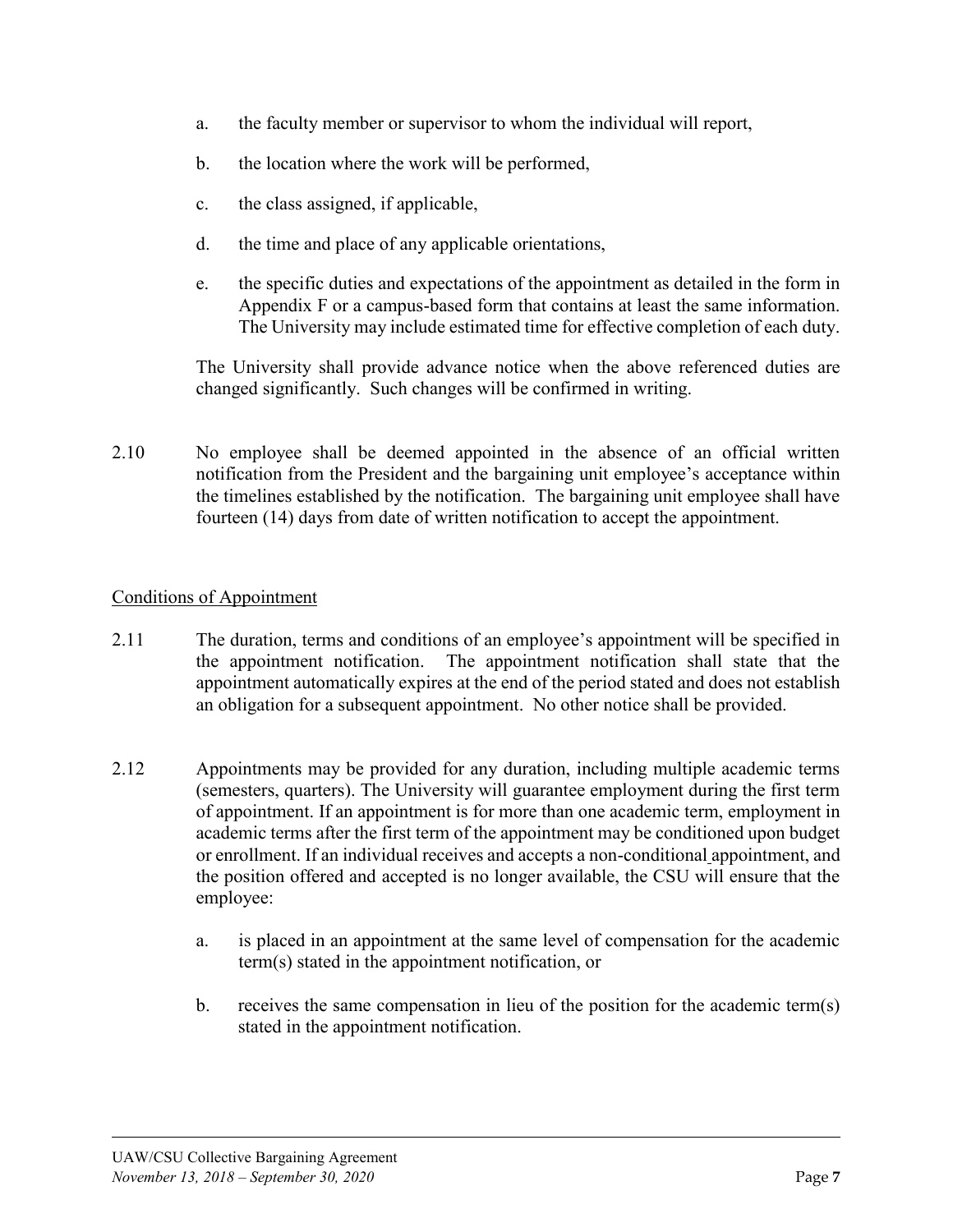a. the faculty member or supervisor to whom the individual will report,

b. the location where the work will be performed,

c. the class assigned, if applicable,

d. the time and place of any applicable orientations,

e. the specific duties and expectations of the appointment as detailed in the form in Appendix F or a campus-based form that contains at least the same information. The University may include estimated time for effective completion of each duty.

The University shall provide advance notice when the above referenced duties are changed significantly. Such changes will be confirmed in writing.

2.10 No employee shall be deemed appointed in the absence of an official written notification from the President and the bargaining unit employee's acceptance within the timelines established by the notification. The bargaining unit employee shall have fourteen (14) days from date of written notification to accept the appointment.

## Conditions of Appointment

2.11 The duration, terms and conditions of an employee's appointment will be specified in the appointment notification. The appointment notification shall state that the appointment automatically expires at the end of the period stated and does not establish an obligation for a subsequent appointment. No other notice shall be provided.

2.12 Appointments may be provided for any duration, including multiple academic terms (semesters, quarters). The University will guarantee employment during the first term of appointment. If an appointment is for more than one academic term, employment in academic terms after the first term of the appointment may be conditioned upon budget or enrollment. If an individual receives and accepts a non-conditional appointment, and the position offered and accepted is no longer available, the CSU will ensure that the employee:

a. is placed in an appointment at the same level of compensation for the academic term(s) stated in the appointment notification, or

b. receives the same compensation in lieu of the position for the academic term(s) stated in the appointment notification.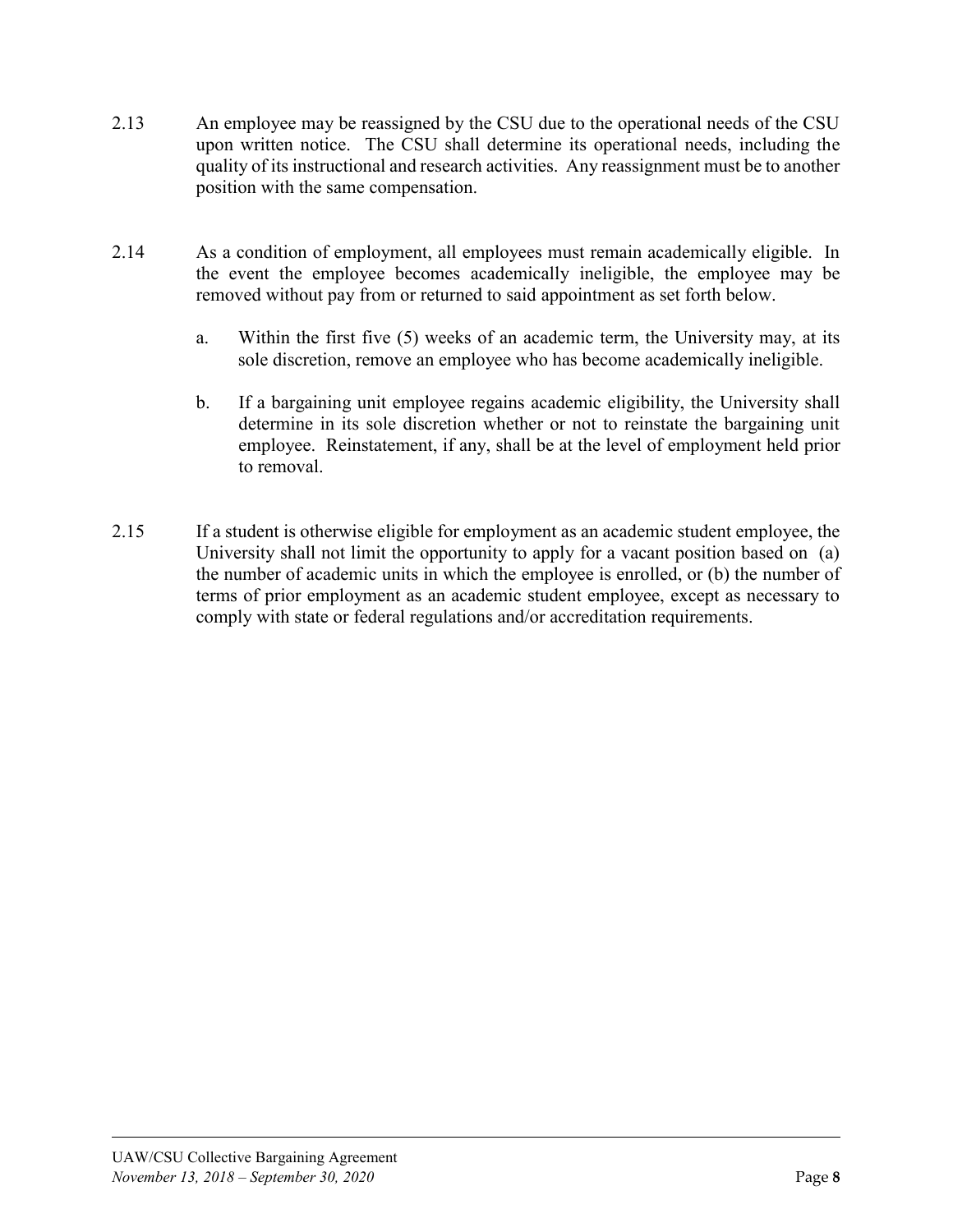2.13 An employee may be reassigned by the CSU due to the operational needs of the CSU upon written notice. The CSU shall determine its operational needs, including the quality of its instructional and research activities. Any reassignment must be to another position with the same compensation.

2.14 As a condition of employment, all employees must remain academically eligible. In the event the employee becomes academically ineligible, the employee may be removed without pay from or returned to said appointment as set forth below.

   a. Within the first five (5) weeks of an academic term, the University may, at its sole discretion, remove an employee who has become academically ineligible.

   b. If a bargaining unit employee regains academic eligibility, the University shall determine in its sole discretion whether or not to reinstate the bargaining unit employee. Reinstatement, if any, shall be at the level of employment held prior to removal.

2.15 If a student is otherwise eligible for employment as an academic student employee, the University shall not limit the opportunity to apply for a vacant position based on (a) the number of academic units in which the employee is enrolled, or (b) the number of terms of prior employment as an academic student employee, except as necessary to comply with state or federal regulations and/or accreditation requirements.